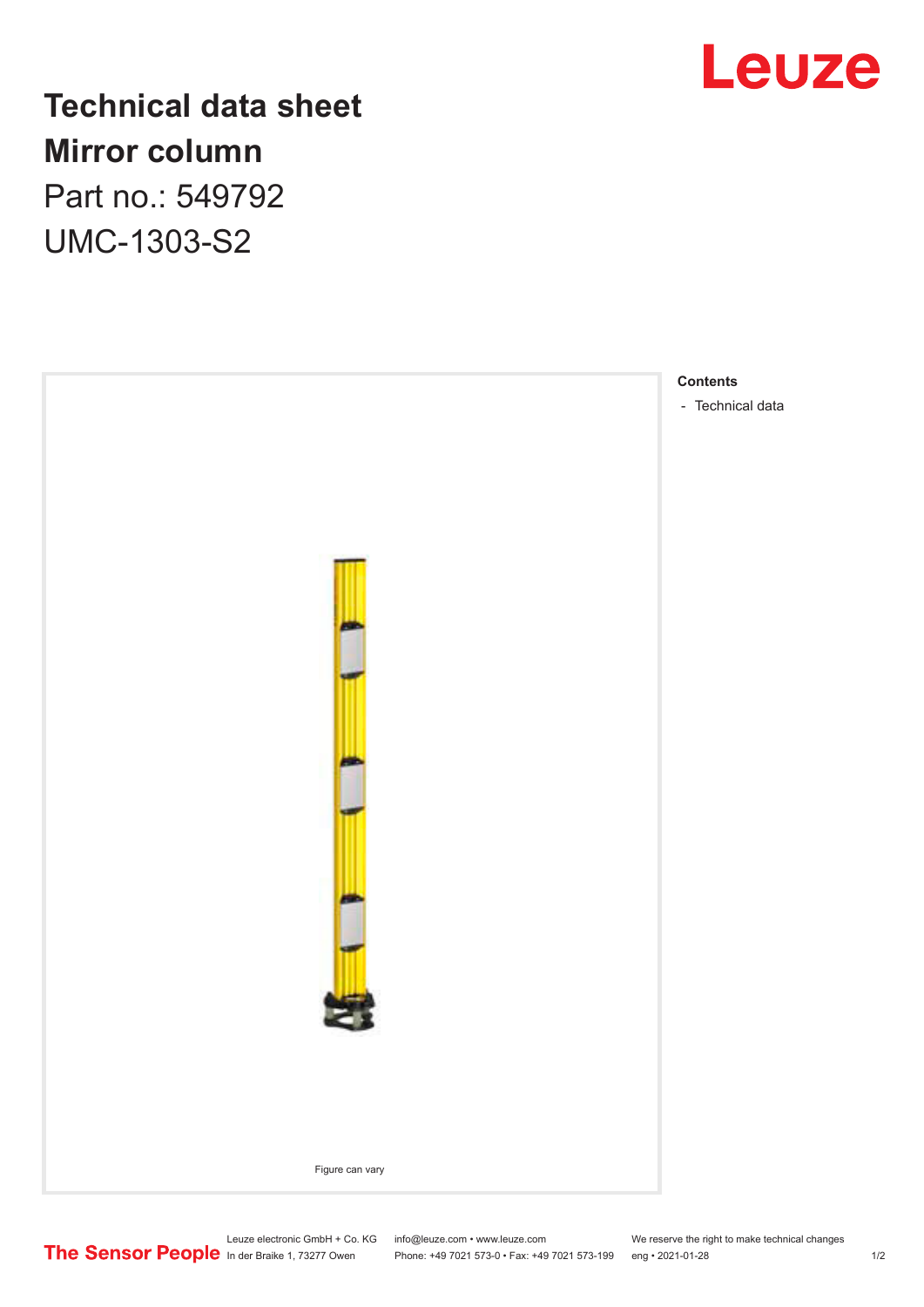# Technical data sheet
# Mirror column

Part no.: 549792

UMC-1303-S2

Figure can vary

**Contents**

- Technical data

Leuze electronic GmbH + Co. KG
In der Braike 1, 73277 Owen

info@leuze.com • www.leuze.com
Phone: +49 7021 573-0 • Fax: +49 7021 573-199

We reserve the right to make technical changes
eng • 2021-01-28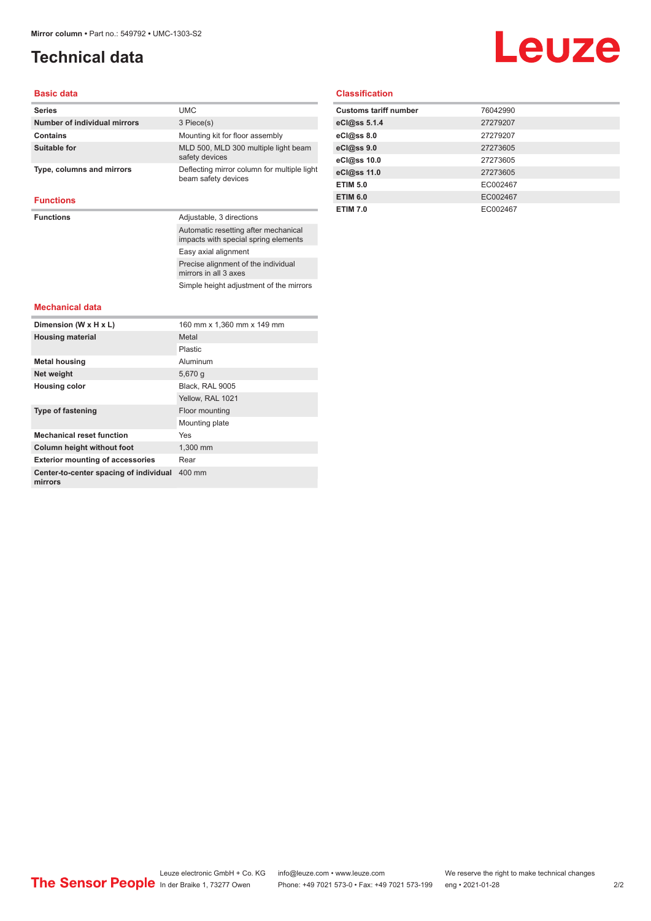# Technical data

## Basic data

| | |
|---|---|
| **Series** | UMC |
| **Number of individual mirrors** | 3 Piece(s) |
| **Contains** | Mounting kit for floor assembly |
| **Suitable for** | MLD 500, MLD 300 multiple light beam safety devices |
| **Type, columns and mirrors** | Deflecting mirror column for multiple light beam safety devices |

## Functions

| | |
|---|---|
| **Functions** | Adjustable, 3 directions |
| | Automatic resetting after mechanical impacts with special spring elements |
| | Easy axial alignment |
| | Precise alignment of the individual mirrors in all 3 axes |
| | Simple height adjustment of the mirrors |

## Mechanical data

| | |
|---|---|
| **Dimension (W x H x L)** | 160 mm x 1,360 mm x 149 mm |
| **Housing material** | Metal |
| | Plastic |
| **Metal housing** | Aluminum |
| **Net weight** | 5,670 g |
| **Housing color** | Black, RAL 9005 |
| | Yellow, RAL 1021 |
| **Type of fastening** | Floor mounting |
| | Mounting plate |
| **Mechanical reset function** | Yes |
| **Column height without foot** | 1,300 mm |
| **Exterior mounting of accessories** | Rear |
| **Center-to-center spacing of individual mirrors** | 400 mm |

## Classification

| | |
|---|---|
| **Customs tariff number** | 76042990 |
| **eCl@ss 5.1.4** | 27279207 |
| **eCl@ss 8.0** | 27279207 |
| **eCl@ss 9.0** | 27273605 |
| **eCl@ss 10.0** | 27273605 |
| **eCl@ss 11.0** | 27273605 |
| **ETIM 5.0** | EC002467 |
| **ETIM 6.0** | EC002467 |
| **ETIM 7.0** | EC002467 |